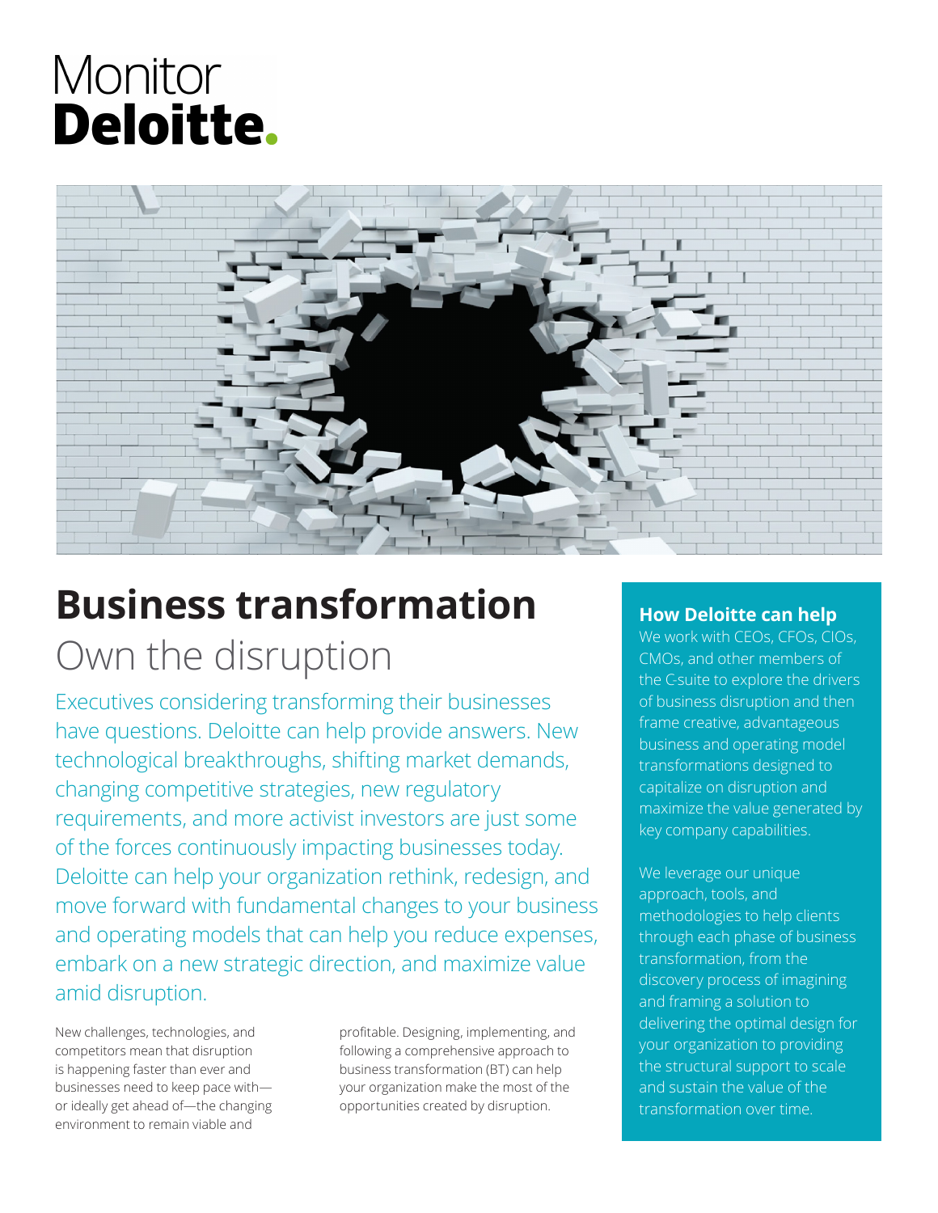Monitor
**Deloitte.**

# Business transformation

## Own the disruption

Executives considering transforming their businesses have questions. Deloitte can help provide answers. New technological breakthroughs, shifting market demands, changing competitive strategies, new regulatory requirements, and more activist investors are just some of the forces continuously impacting businesses today. Deloitte can help your organization rethink, redesign, and move forward with fundamental changes to your business and operating models that can help you reduce expenses, embark on a new strategic direction, and maximize value amid disruption.

New challenges, technologies, and competitors mean that disruption is happening faster than ever and businesses need to keep pace with—or ideally get ahead of—the changing environment to remain viable and profitable. Designing, implementing, and following a comprehensive approach to business transformation (BT) can help your organization make the most of the opportunities created by disruption.

### How Deloitte can help

We work with CEOs, CFOs, CIOs, CMOs, and other members of the C-suite to explore the drivers of business disruption and then frame creative, advantageous business and operating model transformations designed to capitalize on disruption and maximize the value generated by key company capabilities.

We leverage our unique approach, tools, and methodologies to help clients through each phase of business transformation, from the discovery process of imagining and framing a solution to delivering the optimal design for your organization to providing the structural support to scale and sustain the value of the transformation over time.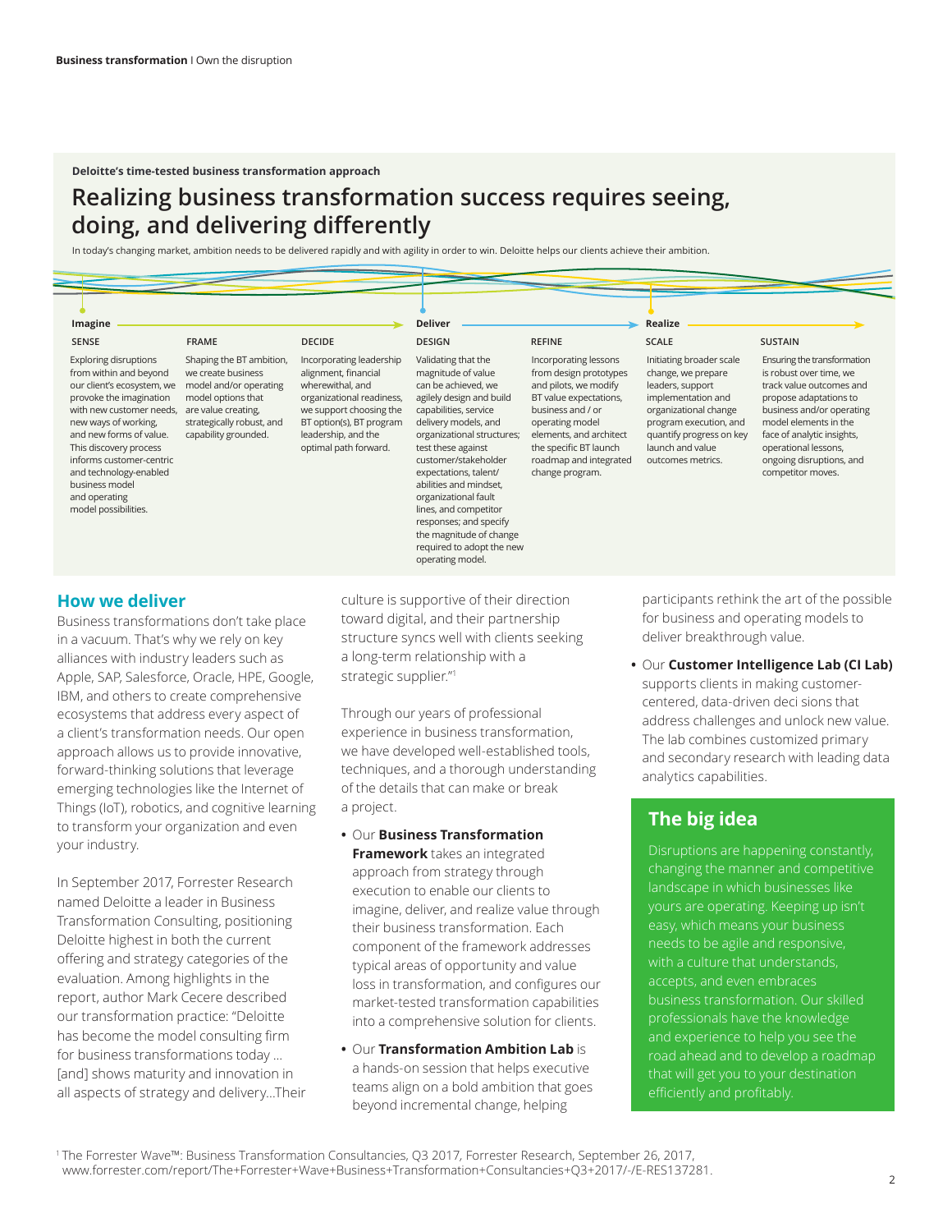**Deloitte's time-tested business transformation approach**

## Realizing business transformation success requires seeing, doing, and delivering differently

In today's changing market, ambition needs to be delivered rapidly and with agility in order to win. Deloitte helps our clients achieve their ambition.

| Imagine | | | Deliver | | Realize | |
|---|---|---|---|---|---|---|
| SENSE | FRAME | DECIDE | DESIGN | REFINE | SCALE | SUSTAIN |
| Exploring disruptions from within and beyond our client's ecosystem, we provoke the imagination with new customer needs, new ways of working, and new forms of value. This discovery process informs customer-centric and technology-enabled business model and operating model possibilities. | Shaping the BT ambition, we create business model and/or operating model options that are value creating, strategically robust, and capability grounded. | Incorporating leadership alignment, financial wherewithal, and organizational readiness, we support choosing the BT option(s), BT program leadership, and the optimal path forward. | Validating that the magnitude of value can be achieved, we agilely design and build capabilities, service delivery models, and organizational structures; test these against customer/stakeholder expectations, talent/abilities and mindset, organizational fault lines, and competitor responses; and specify the magnitude of change required to adopt the new operating model. | Incorporating lessons from design prototypes and pilots, we modify BT value expectations, business and / or operating model elements, and architect the specific BT launch roadmap and integrated change program. | Initiating broader scale change, we prepare leaders, support implementation and organizational change program execution, and quantify progress on key launch and value outcomes metrics. | Ensuring the transformation is robust over time, we track value outcomes and propose adaptations to business and/or operating model elements in the face of analytic insights, operational lessons, ongoing disruptions, and competitor moves. |

## How we deliver

Business transformations don't take place in a vacuum. That's why we rely on key alliances with industry leaders such as Apple, SAP, Salesforce, Oracle, HPE, Google, IBM, and others to create comprehensive ecosystems that address every aspect of a client's transformation needs. Our open approach allows us to provide innovative, forward-thinking solutions that leverage emerging technologies like the Internet of Things (IoT), robotics, and cognitive learning to transform your organization and even your industry.

In September 2017, Forrester Research named Deloitte a leader in Business Transformation Consulting, positioning Deloitte highest in both the current offering and strategy categories of the evaluation. Among highlights in the report, author Mark Cecere described our transformation practice: "Deloitte has become the model consulting firm for business transformations today … [and] shows maturity and innovation in all aspects of strategy and delivery…Their culture is supportive of their direction toward digital, and their partnership structure syncs well with clients seeking a long-term relationship with a strategic supplier."[1]

Through our years of professional experience in business transformation, we have developed well-established tools, techniques, and a thorough understanding of the details that can make or break a project.

- Our **Business Transformation Framework** takes an integrated approach from strategy through execution to enable our clients to imagine, deliver, and realize value through their business transformation. Each component of the framework addresses typical areas of opportunity and value loss in transformation, and configures our market-tested transformation capabilities into a comprehensive solution for clients.
- Our **Transformation Ambition Lab** is a hands-on session that helps executive teams align on a bold ambition that goes beyond incremental change, helping participants rethink the art of the possible for business and operating models to deliver breakthrough value.
- Our **Customer Intelligence Lab (CI Lab)** supports clients in making customer-centered, data-driven deci sions that address challenges and unlock new value. The lab combines customized primary and secondary research with leading data analytics capabilities.

## The big idea

Disruptions are happening constantly, changing the manner and competitive landscape in which businesses like yours are operating. Keeping up isn't easy, which means your business needs to be agile and responsive, with a culture that understands, accepts, and even embraces business transformation. Our skilled professionals have the knowledge and experience to help you see the road ahead and to develop a roadmap that will get you to your destination efficiently and profitably.

[1] The Forrester Wave™: Business Transformation Consultancies, Q3 2017, Forrester Research, September 26, 2017, www.forrester.com/report/The+Forrester+Wave+Business+Transformation+Consultancies+Q3+2017/-/E-RES137281.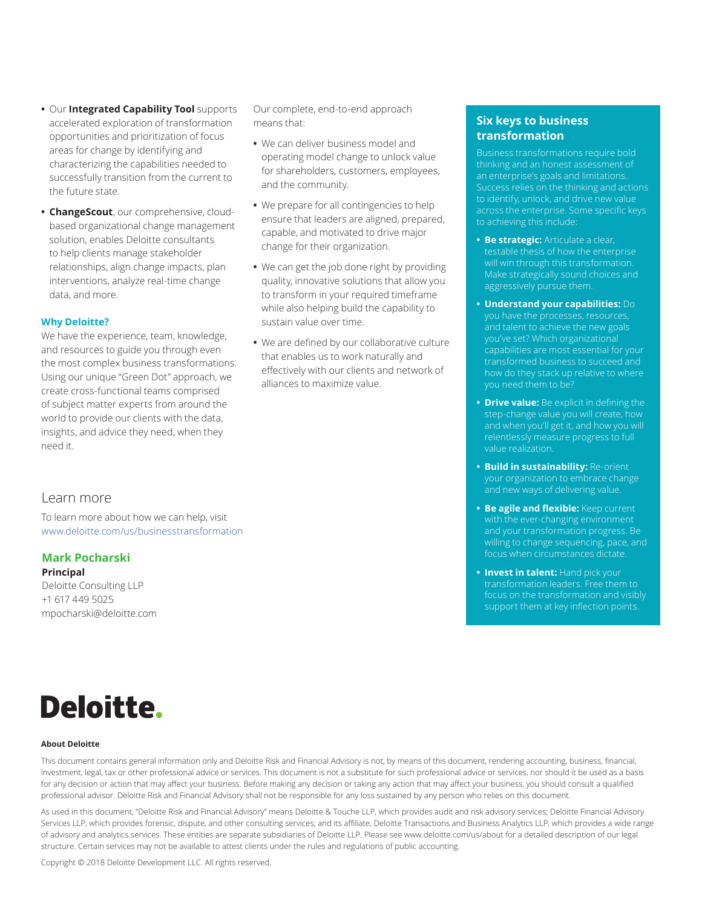- Our **Integrated Capability Tool** supports accelerated exploration of transformation opportunities and prioritization of focus areas for change by identifying and characterizing the capabilities needed to successfully transition from the current to the future state.
- **ChangeScout**, our comprehensive, cloud-based organizational change management solution, enables Deloitte consultants to help clients manage stakeholder relationships, align change impacts, plan interventions, analyze real-time change data, and more.

### Why Deloitte?

We have the experience, team, knowledge, and resources to guide you through even the most complex business transformations. Using our unique "Green Dot" approach, we create cross-functional teams comprised of subject matter experts from around the world to provide our clients with the data, insights, and advice they need, when they need it.

Our complete, end-to-end approach means that:

- We can deliver business model and operating model change to unlock value for shareholders, customers, employees, and the community.
- We prepare for all contingencies to help ensure that leaders are aligned, prepared, capable, and motivated to drive major change for their organization.
- We can get the job done right by providing quality, innovative solutions that allow you to transform in your required timeframe while also helping build the capability to sustain value over time.
- We are defined by our collaborative culture that enables us to work naturally and effectively with our clients and network of alliances to maximize value.

## Six keys to business transformation

Business transformations require bold thinking and an honest assessment of an enterprise's goals and limitations. Success relies on the thinking and actions to identify, unlock, and drive new value across the enterprise. Some specific keys to achieving this include:

- **Be strategic:** Articulate a clear, testable thesis of how the enterprise will win through this transformation. Make strategically sound choices and aggressively pursue them.
- **Understand your capabilities:** Do you have the processes, resources, and talent to achieve the new goals you've set? Which organizational capabilities are most essential for your transformed business to succeed and how do they stack up relative to where you need them to be?
- **Drive value:** Be explicit in defining the step-change value you will create, how and when you'll get it, and how you will relentlessly measure progress to full value realization.
- **Build in sustainability:** Re-orient your organization to embrace change and new ways of delivering value.
- **Be agile and flexible:** Keep current with the ever-changing environment and your transformation progress. Be willing to change sequencing, pace, and focus when circumstances dictate.
- **Invest in talent:** Hand pick your transformation leaders. Free them to focus on the transformation and visibly support them at key inflection points.

## Learn more

To learn more about how we can help, visit www.deloitte.com/us/businesstransformation

**Mark Pocharski**
**Principal**
Deloitte Consulting LLP
+1 617 449 5025
mpocharski@deloitte.com

Deloitte.

**About Deloitte**

This document contains general information only and Deloitte Risk and Financial Advisory is not, by means of this document, rendering accounting, business, financial, investment, legal, tax or other professional advice or services. This document is not a substitute for such professional advice or services, nor should it be used as a basis for any decision or action that may affect your business. Before making any decision or taking any action that may affect your business, you should consult a qualified professional advisor. Deloitte Risk and Financial Advisory shall not be responsible for any loss sustained by any person who relies on this document.

As used in this document, "Deloitte Risk and Financial Advisory" means Deloitte & Touche LLP, which provides audit and risk advisory services; Deloitte Financial Advisory Services LLP, which provides forensic, dispute, and other consulting services; and its affiliate, Deloitte Transactions and Business Analytics LLP, which provides a wide range of advisory and analytics services. These entities are separate subsidiaries of Deloitte LLP. Please see www.deloitte.com/us/about for a detailed description of our legal structure. Certain services may not be available to attest clients under the rules and regulations of public accounting.

Copyright © 2018 Deloitte Development LLC. All rights reserved.